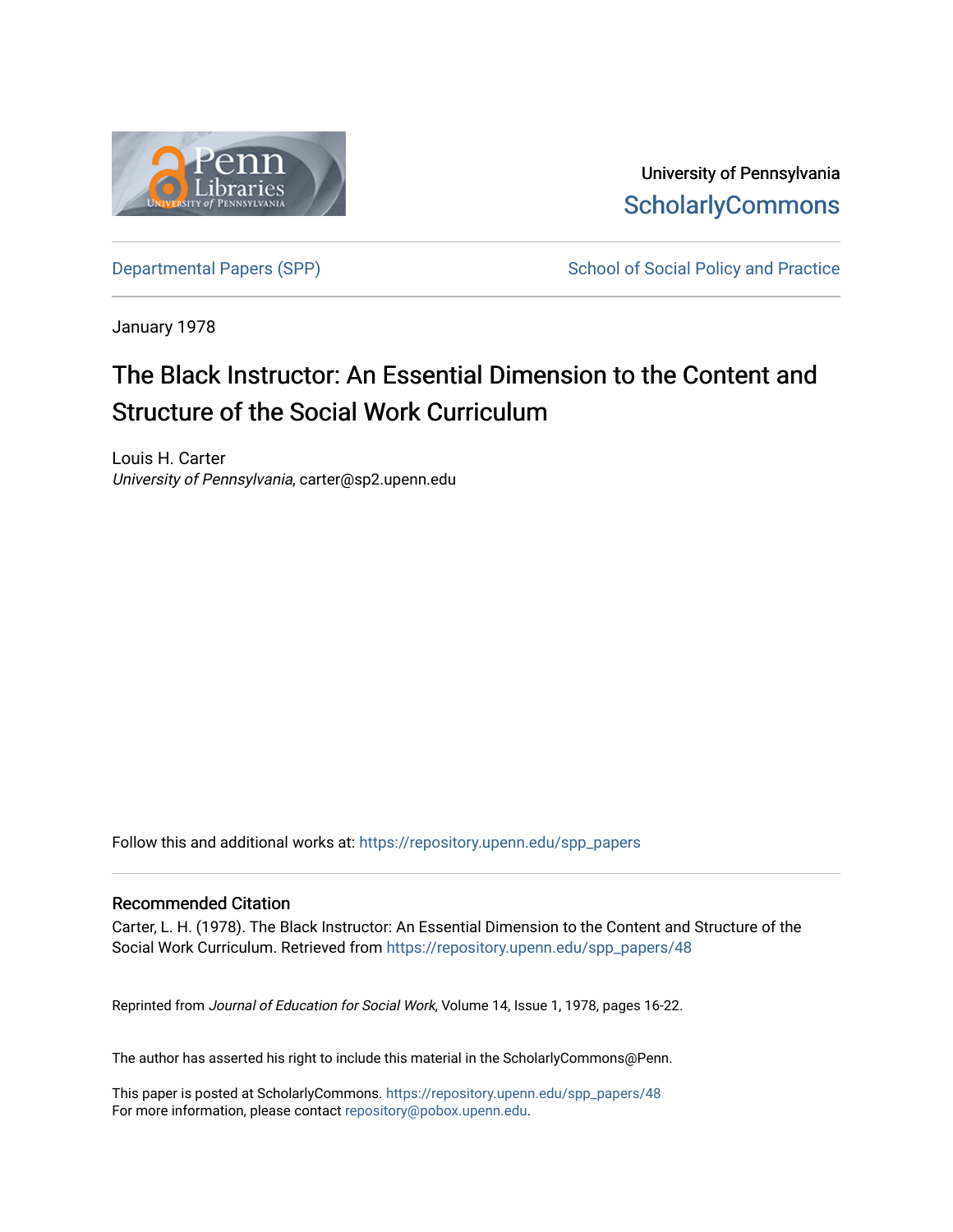University of Pennsylvania
ScholarlyCommons

Departmental Papers (SPP) | School of Social Policy and Practice

January 1978

# The Black Instructor: An Essential Dimension to the Content and Structure of the Social Work Curriculum

Louis H. Carter
*University of Pennsylvania*, carter@sp2.upenn.edu

Follow this and additional works at: https://repository.upenn.edu/spp_papers

## Recommended Citation

Carter, L. H. (1978). The Black Instructor: An Essential Dimension to the Content and Structure of the Social Work Curriculum. Retrieved from https://repository.upenn.edu/spp_papers/48

Reprinted from *Journal of Education for Social Work*, Volume 14, Issue 1, 1978, pages 16-22.

The author has asserted his right to include this material in the ScholarlyCommons@Penn.

This paper is posted at ScholarlyCommons. https://repository.upenn.edu/spp_papers/48
For more information, please contact repository@pobox.upenn.edu.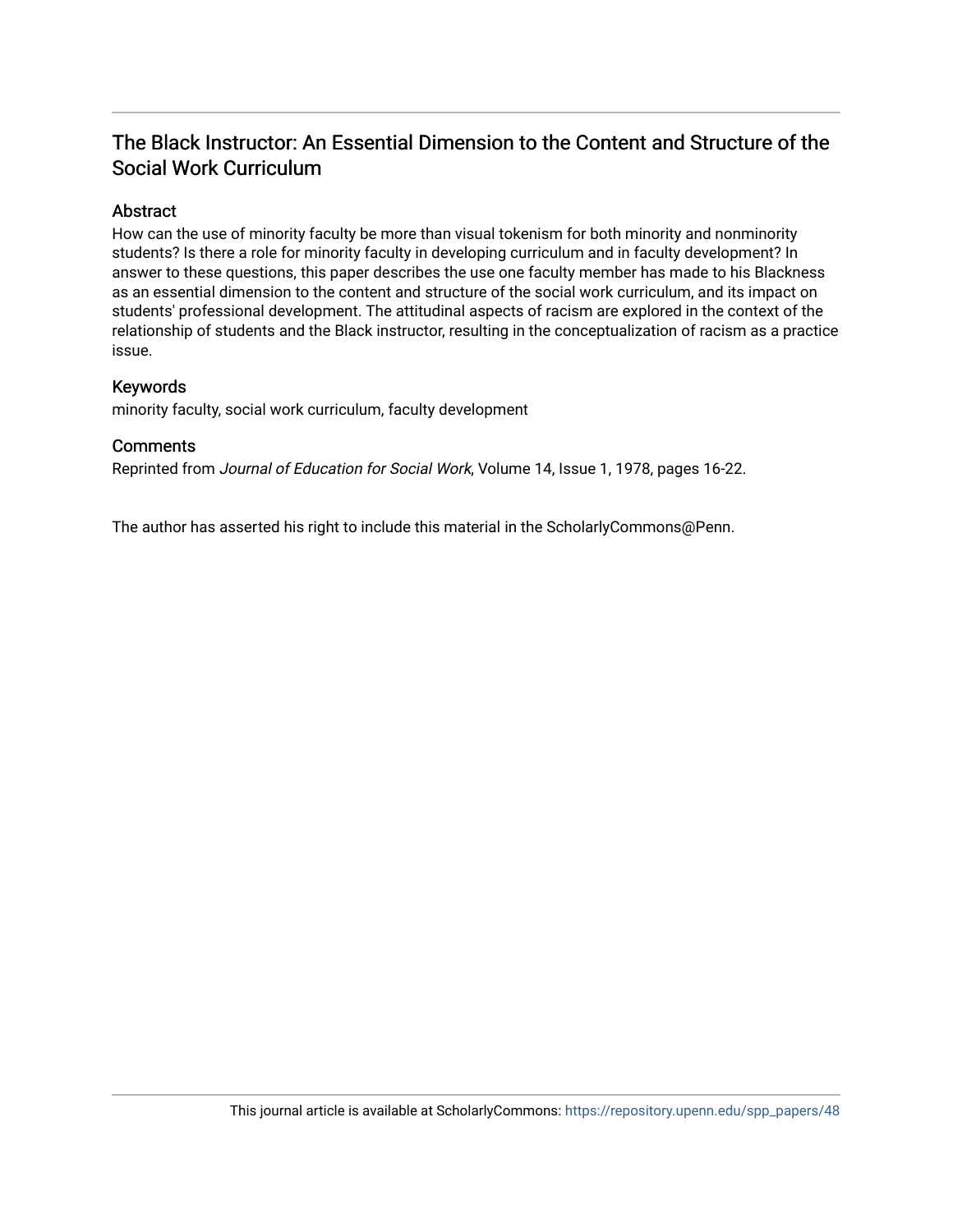# The Black Instructor: An Essential Dimension to the Content and Structure of the Social Work Curriculum

## Abstract

How can the use of minority faculty be more than visual tokenism for both minority and nonminority students? Is there a role for minority faculty in developing curriculum and in faculty development? In answer to these questions, this paper describes the use one faculty member has made to his Blackness as an essential dimension to the content and structure of the social work curriculum, and its impact on students' professional development. The attitudinal aspects of racism are explored in the context of the relationship of students and the Black instructor, resulting in the conceptualization of racism as a practice issue.

## Keywords

minority faculty, social work curriculum, faculty development

## Comments

Reprinted from *Journal of Education for Social Work*, Volume 14, Issue 1, 1978, pages 16-22.

The author has asserted his right to include this material in the ScholarlyCommons@Penn.

This journal article is available at ScholarlyCommons: https://repository.upenn.edu/spp_papers/48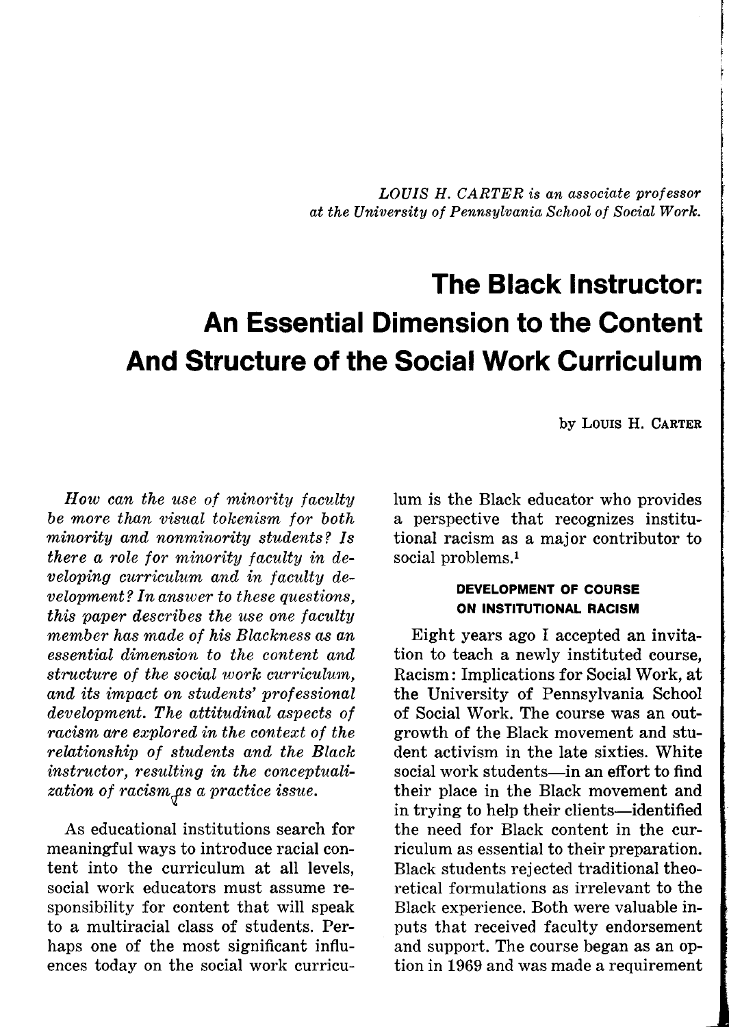*LOUIS H. CARTER is an associate professor at the University of Pennsylvania School of Social Work.*

# The Black Instructor: An Essential Dimension to the Content And Structure of the Social Work Curriculum

by LOUIS H. CARTER

*How can the use of minority faculty be more than visual tokenism for both minority and nonminority students? Is there a role for minority faculty in developing curriculum and in faculty development? In answer to these questions, this paper describes the use one faculty member has made of his Blackness as an essential dimension to the content and structure of the social work curriculum, and its impact on students' professional development. The attitudinal aspects of racism are explored in the context of the relationship of students and the Black instructor, resulting in the conceptualization of racism as a practice issue.*

As educational institutions search for meaningful ways to introduce racial content into the curriculum at all levels, social work educators must assume responsibility for content that will speak to a multiracial class of students. Perhaps one of the most significant influences today on the social work curriculum is the Black educator who provides a perspective that recognizes institutional racism as a major contributor to social problems.[1]

## DEVELOPMENT OF COURSE ON INSTITUTIONAL RACISM

Eight years ago I accepted an invitation to teach a newly instituted course, Racism: Implications for Social Work, at the University of Pennsylvania School of Social Work. The course was an outgrowth of the Black movement and student activism in the late sixties. White social work students—in an effort to find their place in the Black movement and in trying to help their clients—identified the need for Black content in the curriculum as essential to their preparation. Black students rejected traditional theoretical formulations as irrelevant to the Black experience. Both were valuable inputs that received faculty endorsement and support. The course began as an option in 1969 and was made a requirement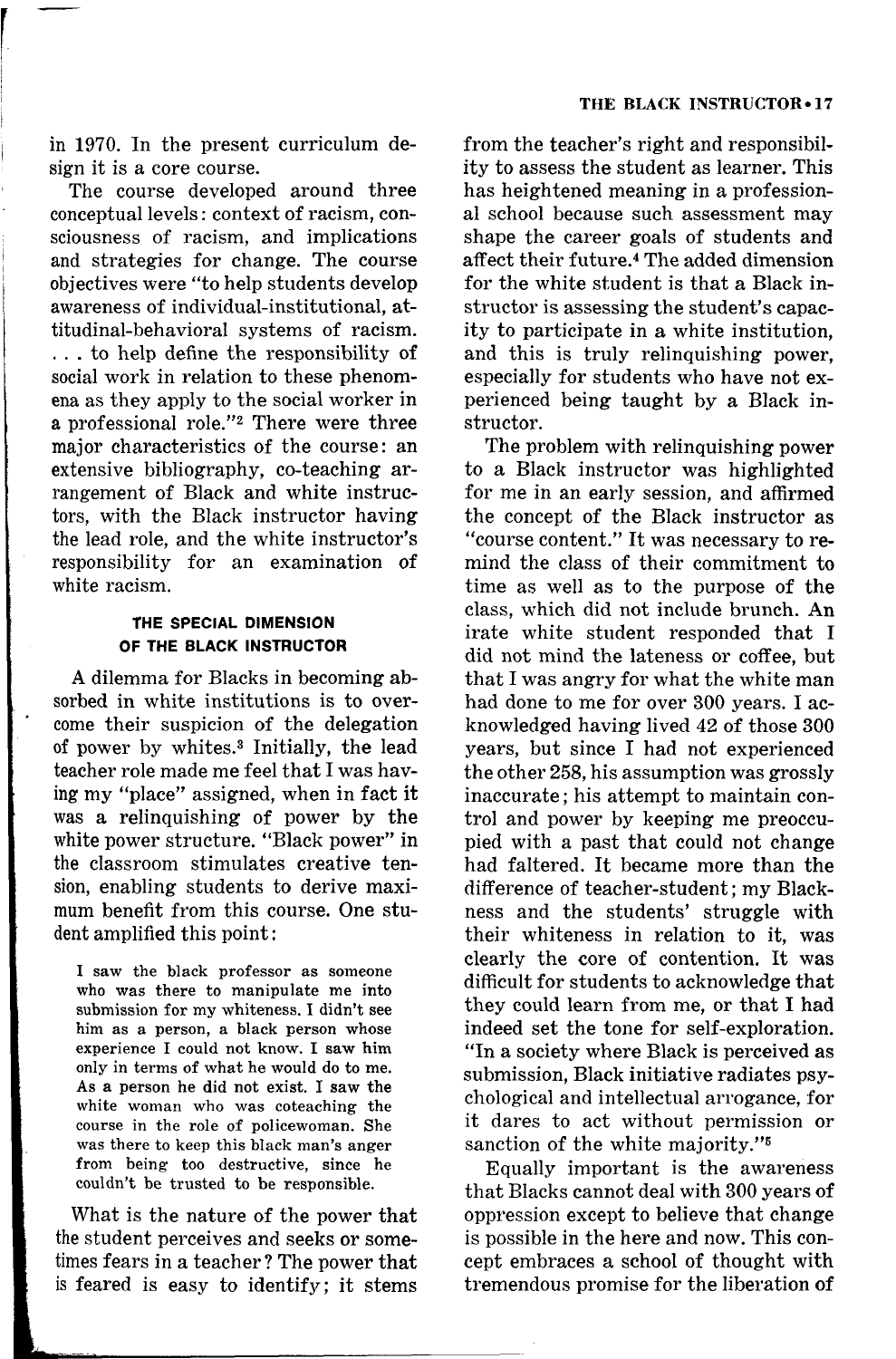in 1970. In the present curriculum design it is a core course.

The course developed around three conceptual levels: context of racism, consciousness of racism, and implications and strategies for change. The course objectives were "to help students develop awareness of individual-institutional, attitudinal-behavioral systems of racism. . . . to help define the responsibility of social work in relation to these phenomena as they apply to the social worker in a professional role."[2] There were three major characteristics of the course: an extensive bibliography, co-teaching arrangement of Black and white instructors, with the Black instructor having the lead role, and the white instructor's responsibility for an examination of white racism.

### THE SPECIAL DIMENSION OF THE BLACK INSTRUCTOR

A dilemma for Blacks in becoming absorbed in white institutions is to overcome their suspicion of the delegation of power by whites.[3] Initially, the lead teacher role made me feel that I was having my "place" assigned, when in fact it was a relinquishing of power by the white power structure. "Black power" in the classroom stimulates creative tension, enabling students to derive maximum benefit from this course. One student amplified this point:

> I saw the black professor as someone who was there to manipulate me into submission for my whiteness. I didn't see him as a person, a black person whose experience I could not know. I saw him only in terms of what he would do to me. As a person he did not exist. I saw the white woman who was coteaching the course in the role of policewoman. She was there to keep this black man's anger from being too destructive, since he couldn't be trusted to be responsible.

What is the nature of the power that the student perceives and seeks or sometimes fears in a teacher? The power that is feared is easy to identify; it stems from the teacher's right and responsibility to assess the student as learner. This has heightened meaning in a professional school because such assessment may shape the career goals of students and affect their future.[4] The added dimension for the white student is that a Black instructor is assessing the student's capacity to participate in a white institution, and this is truly relinquishing power, especially for students who have not experienced being taught by a Black instructor.

The problem with relinquishing power to a Black instructor was highlighted for me in an early session, and affirmed the concept of the Black instructor as "course content." It was necessary to remind the class of their commitment to time as well as to the purpose of the class, which did not include brunch. An irate white student responded that I did not mind the lateness or coffee, but that I was angry for what the white man had done to me for over 300 years. I acknowledged having lived 42 of those 300 years, but since I had not experienced the other 258, his assumption was grossly inaccurate; his attempt to maintain control and power by keeping me preoccupied with a past that could not change had faltered. It became more than the difference of teacher-student; my Blackness and the students' struggle with their whiteness in relation to it, was clearly the core of contention. It was difficult for students to acknowledge that they could learn from me, or that I had indeed set the tone for self-exploration. "In a society where Black is perceived as submission, Black initiative radiates psychological and intellectual arrogance, for it dares to act without permission or sanction of the white majority."[5]

Equally important is the awareness that Blacks cannot deal with 300 years of oppression except to believe that change is possible in the here and now. This concept embraces a school of thought with tremendous promise for the liberation of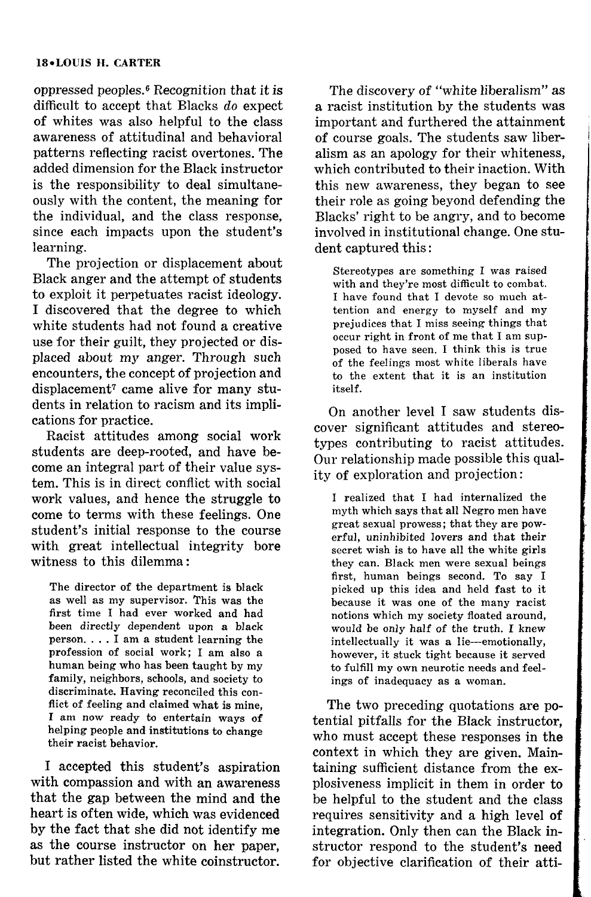oppressed peoples.[6] Recognition that *it is* difficult to accept that Blacks *do* expect of whites was also helpful to the class awareness of attitudinal and behavioral patterns reflecting racist overtones. The added dimension for the Black instructor is the responsibility to deal simultaneously with the content, the meaning for the individual, and the class response, since each impacts upon the student's learning.

The projection or displacement about Black anger and the attempt of students to exploit it perpetuates racist ideology. I discovered that the degree to which white students had not found a creative use for their guilt, they projected or displaced about *my* anger. Through such encounters, the concept of projection and displacement[7] came alive for many students in relation to racism and its implications for practice.

Racist attitudes among social work students are deep-rooted, and have become an integral part of their value system. This is in direct conflict with social work values, and hence the struggle to come to terms with these feelings. One student's initial response to the course with great intellectual integrity bore witness to this dilemma:

> The director of the department is black as well as my supervisor. This was the first time I had ever worked and had been directly dependent upon a black person. . . . I am a student learning the profession of social work; I am also a human being who has been taught by my family, neighbors, schools, and society to discriminate. Having reconciled this conflict of feeling and claimed what is mine, I am now ready to entertain ways of helping people and institutions to change their racist behavior.

I accepted this student's aspiration with compassion and with an awareness that the gap between the mind and the heart is often wide, which was evidenced by the fact that she did not identify me as the course instructor on her paper, but rather listed the white coinstructor.

The discovery of "white liberalism" as a racist institution by the students was important and furthered the attainment of course goals. The students saw liberalism as an apology for their whiteness, which contributed to their inaction. With this new awareness, they began to see their role as going beyond defending the Blacks' right to be angry, and to become involved in institutional change. One student captured this:

> Stereotypes are something I was raised with and they're most difficult to combat. I have found that I devote so much attention and energy to myself and my prejudices that I miss seeing things that occur right in front of me that I am supposed to have seen. I think this is true of the feelings most white liberals have to the extent that it is an institution itself.

On another level I saw students discover significant attitudes and stereotypes contributing to racist attitudes. Our relationship made possible this quality of exploration and projection:

> I realized that I had internalized the myth which says that all Negro men have great sexual prowess; that they are powerful, uninhibited lovers and that their secret wish is to have all the white girls they can. Black men were sexual beings first, human beings second. To say I picked up this idea and held fast to it because it was one of the many racist notions which my society floated around, would be only half of the truth. I knew intellectually it was a lie—emotionally, however, it stuck tight because it served to fulfill my own neurotic needs and feelings of inadequacy as a woman.

The two preceding quotations are potential pitfalls for the Black instructor, who must accept these responses in the context in which they are given. Maintaining sufficient distance from the explosiveness implicit in them in order to be helpful to the student and the class requires sensitivity and a high level of integration. Only then can the Black instructor respond to the student's need for objective clarification of their atti-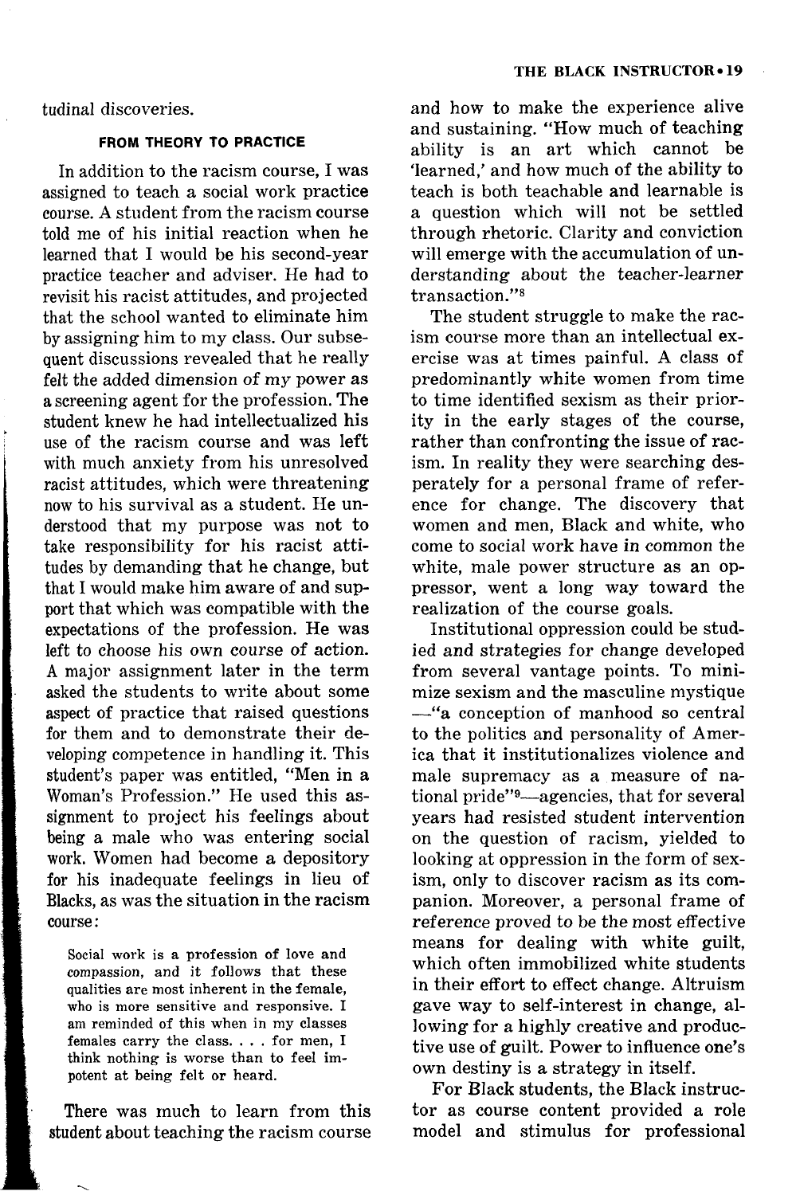tudinal discoveries.

### FROM THEORY TO PRACTICE

In addition to the racism course, I was assigned to teach a social work practice course. A student from the racism course told me of his initial reaction when he learned that I would be his second-year practice teacher and adviser. He had to revisit his racist attitudes, and projected that the school wanted to eliminate him by assigning him to my class. Our subsequent discussions revealed that he really felt the added dimension of my power as a screening agent for the profession. The student knew he had intellectualized his use of the racism course and was left with much anxiety from his unresolved racist attitudes, which were threatening now to his survival as a student. He understood that my purpose was not to take responsibility for his racist attitudes by demanding that he change, but that I would make him aware of and support that which was compatible with the expectations of the profession. He was left to choose his own course of action. A major assignment later in the term asked the students to write about some aspect of practice that raised questions for them and to demonstrate their developing competence in handling it. This student's paper was entitled, "Men in a Woman's Profession." He used this assignment to project his feelings about being a male who was entering social work. Women had become a depository for his inadequate feelings in lieu of Blacks, as was the situation in the racism course:

> Social work is a profession of love and compassion, and it follows that these qualities are most inherent in the female, who is more sensitive and responsive. I am reminded of this when in my classes females carry the class. . . . for men, I think nothing is worse than to feel impotent at being felt or heard.

There was much to learn from this student about teaching the racism course and how to make the experience alive and sustaining. "How much of teaching ability is an art which cannot be 'learned,' and how much of the ability to teach is both teachable and learnable is a question which will not be settled through rhetoric. Clarity and conviction will emerge with the accumulation of understanding about the teacher-learner transaction."[8]

The student struggle to make the racism course more than an intellectual exercise was at times painful. A class of predominantly white women from time to time identified sexism as their priority in the early stages of the course, rather than confronting the issue of racism. In reality they were searching desperately for a personal frame of reference for change. The discovery that women and men, Black and white, who come to social work have in common the white, male power structure as an oppressor, went a long way toward the realization of the course goals.

Institutional oppression could be studied and strategies for change developed from several vantage points. To minimize sexism and the masculine mystique —"a conception of manhood so central to the politics and personality of America that it institutionalizes violence and male supremacy as a measure of national pride"[9]—agencies, that for several years had resisted student intervention on the question of racism, yielded to looking at oppression in the form of sexism, only to discover racism as its companion. Moreover, a personal frame of reference proved to be the most effective means for dealing with white guilt, which often immobilized white students in their effort to effect change. Altruism gave way to self-interest in change, allowing for a highly creative and productive use of guilt. Power to influence one's own destiny is a strategy in itself.

For Black students, the Black instructor as course content provided a role model and stimulus for professional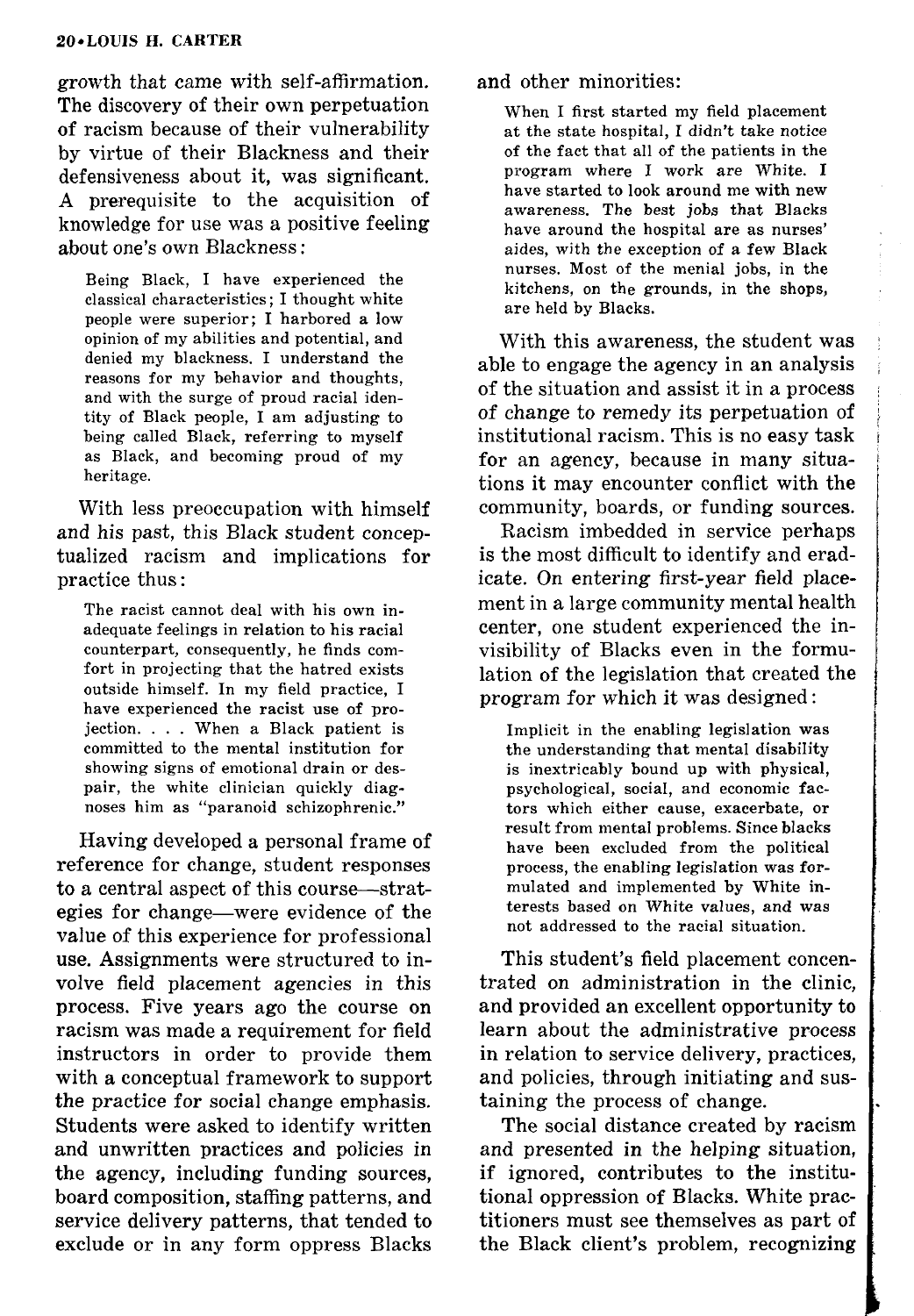growth that came with self-affirmation. The discovery of their own perpetuation of racism because of their vulnerability by virtue of their Blackness and their defensiveness about it, was significant. A prerequisite to the acquisition of knowledge for use was a positive feeling about one's own Blackness:

> Being Black, I have experienced the classical characteristics; I thought white people were superior; I harbored a low opinion of my abilities and potential, and denied my blackness. I understand the reasons for my behavior and thoughts, and with the surge of proud racial identity of Black people, I am adjusting to being called Black, referring to myself as Black, and becoming proud of my heritage.

With less preoccupation with himself and his past, this Black student conceptualized racism and implications for practice thus:

> The racist cannot deal with his own inadequate feelings in relation to his racial counterpart, consequently, he finds comfort in projecting that the hatred exists outside himself. In my field practice, I have experienced the racist use of projection. . . . When a Black patient is committed to the mental institution for showing signs of emotional drain or despair, the white clinician quickly diagnoses him as "paranoid schizophrenic."

Having developed a personal frame of reference for change, student responses to a central aspect of this course—strategies for change—were evidence of the value of this experience for professional use. Assignments were structured to involve field placement agencies in this process. Five years ago the course on racism was made a requirement for field instructors in order to provide them with a conceptual framework to support the practice for social change emphasis. Students were asked to identify written and unwritten practices and policies in the agency, including funding sources, board composition, staffing patterns, and service delivery patterns, that tended to exclude or in any form oppress Blacks and other minorities:

> When I first started my field placement at the state hospital, I didn't take notice of the fact that all of the patients in the program where I work are White. I have started to look around me with new awareness. The best jobs that Blacks have around the hospital are as nurses' aides, with the exception of a few Black nurses. Most of the menial jobs, in the kitchens, on the grounds, in the shops, are held by Blacks.

With this awareness, the student was able to engage the agency in an analysis of the situation and assist it in a process of change to remedy its perpetuation of institutional racism. This is no easy task for an agency, because in many situations it may encounter conflict with the community, boards, or funding sources.

Racism imbedded in service perhaps is the most difficult to identify and eradicate. On entering first-year field placement in a large community mental health center, one student experienced the invisibility of Blacks even in the formulation of the legislation that created the program for which it was designed:

> Implicit in the enabling legislation was the understanding that mental disability is inextricably bound up with physical, psychological, social, and economic factors which either cause, exacerbate, or result from mental problems. Since blacks have been excluded from the political process, the enabling legislation was formulated and implemented by White interests based on White values, and was not addressed to the racial situation.

This student's field placement concentrated on administration in the clinic, and provided an excellent opportunity to learn about the administrative process in relation to service delivery, practices, and policies, through initiating and sustaining the process of change.

The social distance created by racism and presented in the helping situation, if ignored, contributes to the institutional oppression of Blacks. White practitioners must see themselves as part of the Black client's problem, recognizing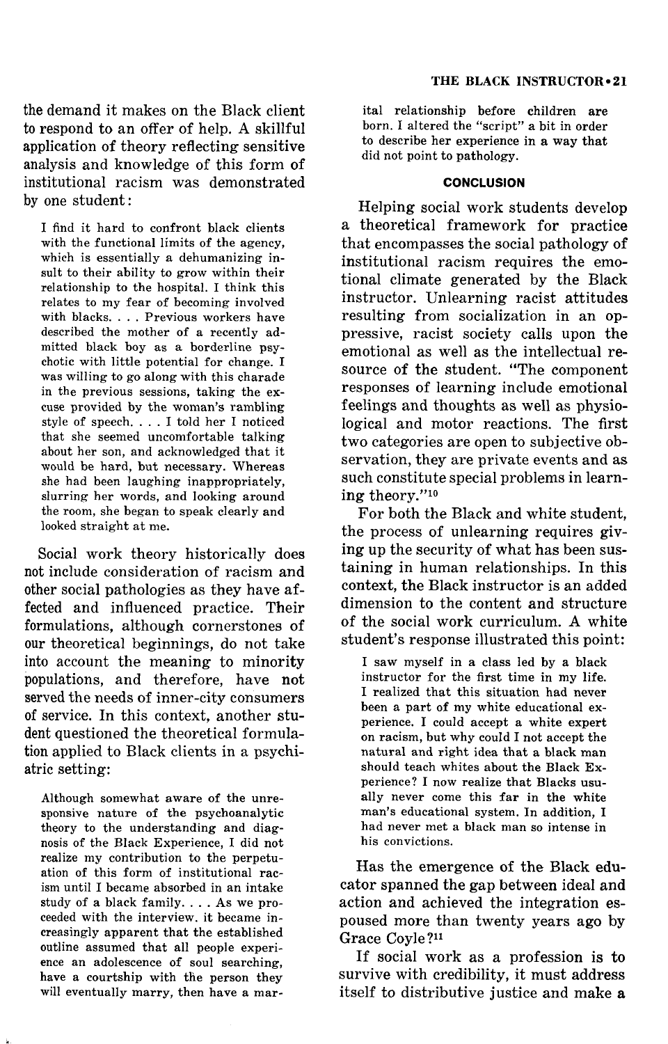the demand it makes on the Black client to respond to an offer of help. A skillful application of theory reflecting sensitive analysis and knowledge of this form of institutional racism was demonstrated by one student:

> I find it hard to confront black clients with the functional limits of the agency, which is essentially a dehumanizing insult to their ability to grow within their relationship to the hospital. I think this relates to my fear of becoming involved with blacks. . . . Previous workers have described the mother of a recently admitted black boy as a borderline psychotic with little potential for change. I was willing to go along with this charade in the previous sessions, taking the excuse provided by the woman's rambling style of speech. . . . I told her I noticed that she seemed uncomfortable talking about her son, and acknowledged that it would be hard, but necessary. Whereas she had been laughing inappropriately, slurring her words, and looking around the room, she began to speak clearly and looked straight at me.

Social work theory historically does not include consideration of racism and other social pathologies as they have affected and influenced practice. Their formulations, although cornerstones of our theoretical beginnings, do not take into account the meaning to minority populations, and therefore, have not served the needs of inner-city consumers of service. In this context, another student questioned the theoretical formulation applied to Black clients in a psychiatric setting:

> Although somewhat aware of the unresponsive nature of the psychoanalytic theory to the understanding and diagnosis of the Black Experience, I did not realize my contribution to the perpetuation of this form of institutional racism until I became absorbed in an intake study of a black family. . . . As we proceeded with the interview. it became increasingly apparent that the established outline assumed that all people experience an adolescence of soul searching, have a courtship with the person they will eventually marry, then have a marital relationship before children are born. I altered the "script" a bit in order to describe her experience in a way that did not point to pathology.

## CONCLUSION

Helping social work students develop a theoretical framework for practice that encompasses the social pathology of institutional racism requires the emotional climate generated by the Black instructor. Unlearning racist attitudes resulting from socialization in an oppressive, racist society calls upon the emotional as well as the intellectual resource of the student. "The component responses of learning include emotional feelings and thoughts as well as physiological and motor reactions. The first two categories are open to subjective observation, they are private events and as such constitute special problems in learning theory."[10]

For both the Black and white student, the process of unlearning requires giving up the security of what has been sustaining in human relationships. In this context, the Black instructor is an added dimension to the content and structure of the social work curriculum. A white student's response illustrated this point:

> I saw myself in a class led by a black instructor for the first time in my life. I realized that this situation had never been a part of my white educational experience. I could accept a white expert on racism, but why could I not accept the natural and right idea that a black man should teach whites about the Black Experience? I now realize that Blacks usually never come this far in the white man's educational system. In addition, I had never met a black man so intense in his convictions.

Has the emergence of the Black educator spanned the gap between ideal and action and achieved the integration espoused more than twenty years ago by Grace Coyle?[11]

If social work as a profession is to survive with credibility, it must address itself to distributive justice and make a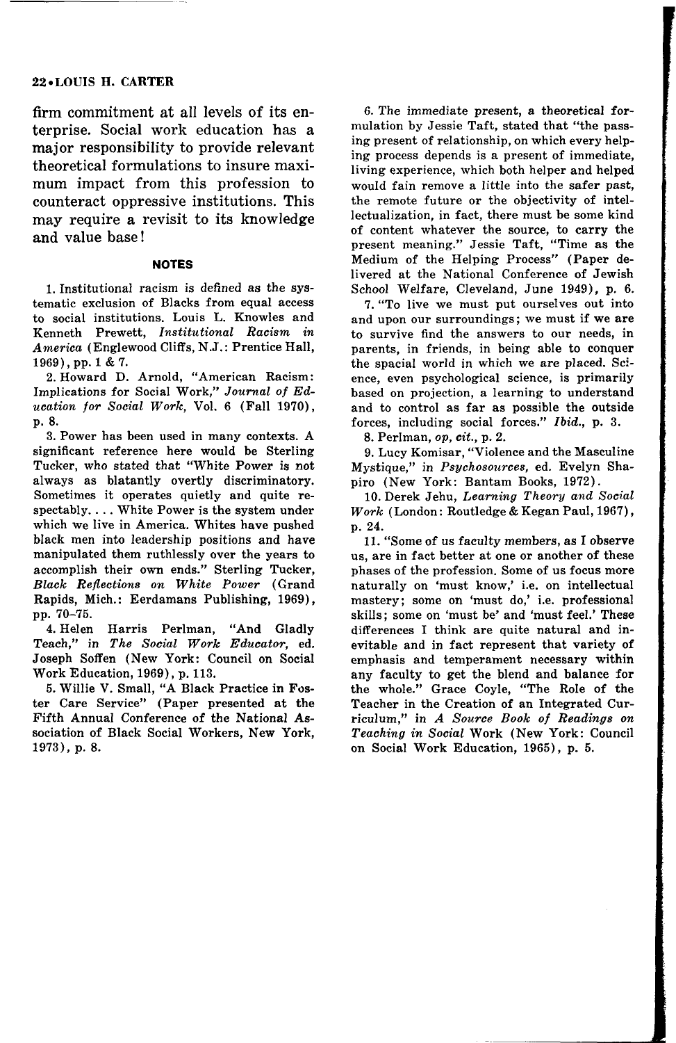firm commitment at all levels of its enterprise. Social work education has a major responsibility to provide relevant theoretical formulations to insure maximum impact from this profession to counteract oppressive institutions. This may require a revisit to its knowledge and value base!

## NOTES

1. Institutional racism is defined as the systematic exclusion of Blacks from equal access to social institutions. Louis L. Knowles and Kenneth Prewett, *Institutional Racism in America* (Englewood Cliffs, N.J.: Prentice Hall, 1969), pp. 1 & 7.

2. Howard D. Arnold, "American Racism: Implications for Social Work," *Journal of Education for Social Work*, Vol. 6 (Fall 1970), p. 8.

3. Power has been used in many contexts. A significant reference here would be Sterling Tucker, who stated that "White Power is not always as blatantly overtly discriminatory. Sometimes it operates quietly and quite respectably. . . . White Power is the system under which we live in America. Whites have pushed black men into leadership positions and have manipulated them ruthlessly over the years to accomplish their own ends." Sterling Tucker, *Black Reflections on White Power* (Grand Rapids, Mich.: Eerdamans Publishing, 1969), pp. 70–75.

4. Helen Harris Perlman, "And Gladly Teach," in *The Social Work Educator*, ed. Joseph Soffen (New York: Council on Social Work Education, 1969), p. 113.

5. Willie V. Small, "A Black Practice in Foster Care Service" (Paper presented at the Fifth Annual Conference of the National Association of Black Social Workers, New York, 1973), p. 8.

6. The immediate present, a theoretical formulation by Jessie Taft, stated that "the passing present of relationship, on which every helping process depends is a present of immediate, living experience, which both helper and helped would fain remove a little into the safer past, the remote future or the objectivity of intellectualization, in fact, there must be some kind of content whatever the source, to carry the present meaning." Jessie Taft, "Time as the Medium of the Helping Process" (Paper delivered at the National Conference of Jewish School Welfare, Cleveland, June 1949), p. 6.

7. "To live we must put ourselves out into and upon our surroundings; we must if we are to survive find the answers to our needs, in parents, in friends, in being able to conquer the spacial world in which we are placed. Science, even psychological science, is primarily based on projection, a learning to understand and to control as far as possible the outside forces, including social forces." *Ibid.*, p. 3.

8. Perlman, *op, cit.*, p. 2.

9. Lucy Komisar, "Violence and the Masculine Mystique," in *Psychosources*, ed. Evelyn Shapiro (New York: Bantam Books, 1972).

10. Derek Jehu, *Learning Theory and Social Work* (London: Routledge & Kegan Paul, 1967), p. 24.

11. "Some of us faculty members, as I observe us, are in fact better at one or another of these phases of the profession. Some of us focus more naturally on 'must know,' i.e. on intellectual mastery; some on 'must do,' i.e. professional skills; some on 'must be' and 'must feel.' These differences I think are quite natural and inevitable and in fact represent that variety of emphasis and temperament necessary within any faculty to get the blend and balance for the whole." Grace Coyle, "The Role of the Teacher in the Creation of an Integrated Curriculum," in *A Source Book of Readings on Teaching in Social* Work (New York: Council on Social Work Education, 1965), p. 5.